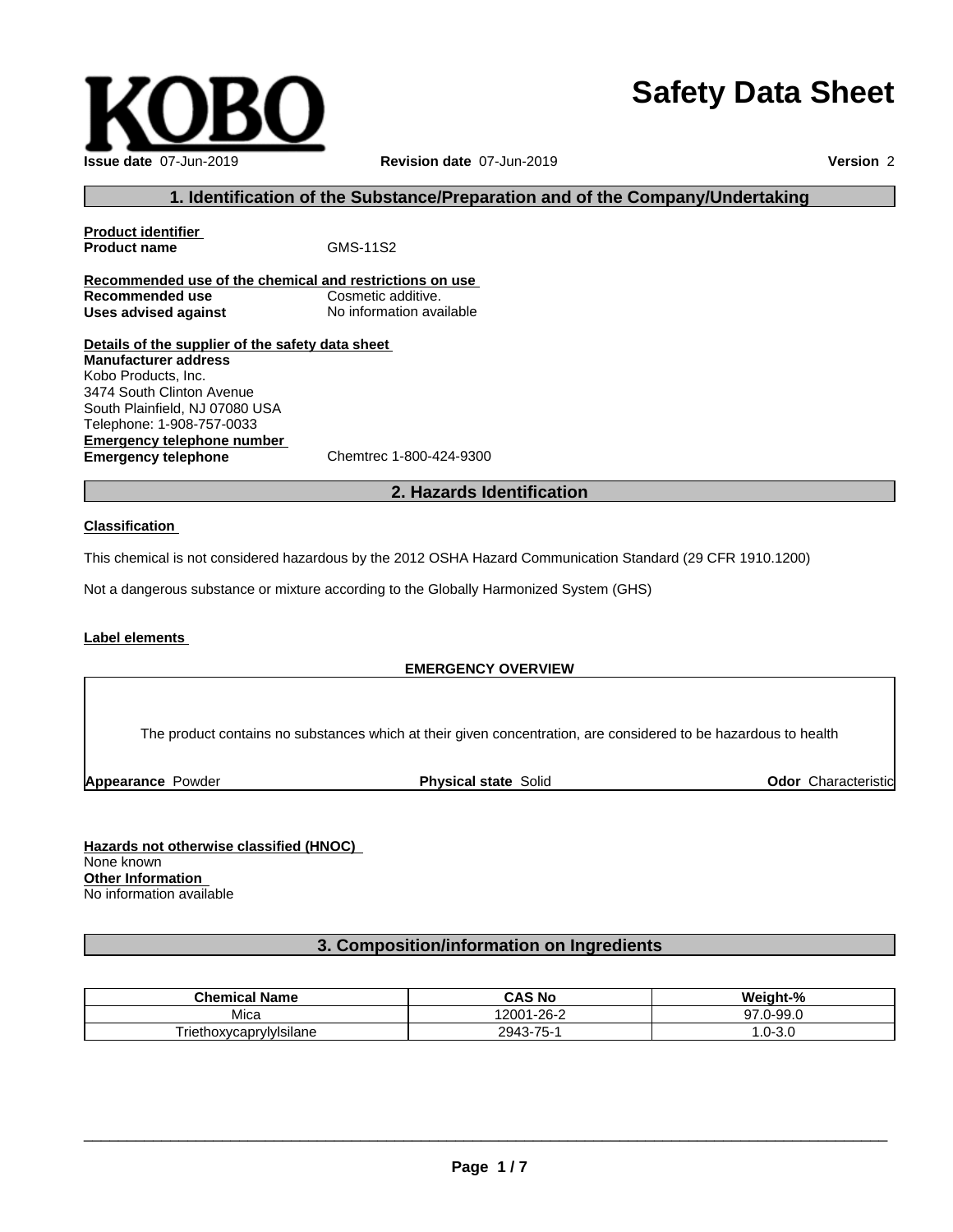KOBO

# Safety Data Sheet

**Issue date** 07-Jun-2019 **Revision date** 07-Jun-2019 **Version** 2

## 1. Identification of the Substance/Preparation and of the Company/Undertaking

**Product identifier**

**Product name** GMS-11S2

**Recommended use of the chemical and restrictions on use**

**Recommended use** Cosmetic additive.

**Uses advised against** No information available

**Details of the supplier of the safety data sheet**

**Manufacturer address**

Kobo Products, Inc.
3474 South Clinton Avenue
South Plainfield, NJ 07080 USA
Telephone: 1-908-757-0033

**Emergency telephone number**

**Emergency telephone** Chemtrec 1-800-424-9300

## 2. Hazards Identification

**Classification**

This chemical is not considered hazardous by the 2012 OSHA Hazard Communication Standard (29 CFR 1910.1200)

Not a dangerous substance or mixture according to the Globally Harmonized System (GHS)

**Label elements**

**EMERGENCY OVERVIEW**

The product contains no substances which at their given concentration, are considered to be hazardous to health

**Appearance** Powder **Physical state** Solid **Odor** Characteristic

**Hazards not otherwise classified (HNOC)**

None known

**Other Information**

No information available

## 3. Composition/information on Ingredients

| Chemical Name | CAS No | Weight-% |
| --- | --- | --- |
| Mica | 12001-26-2 | 97.0-99.0 |
| Triethoxycaprylylsilane | 2943-75-1 | 1.0-3.0 |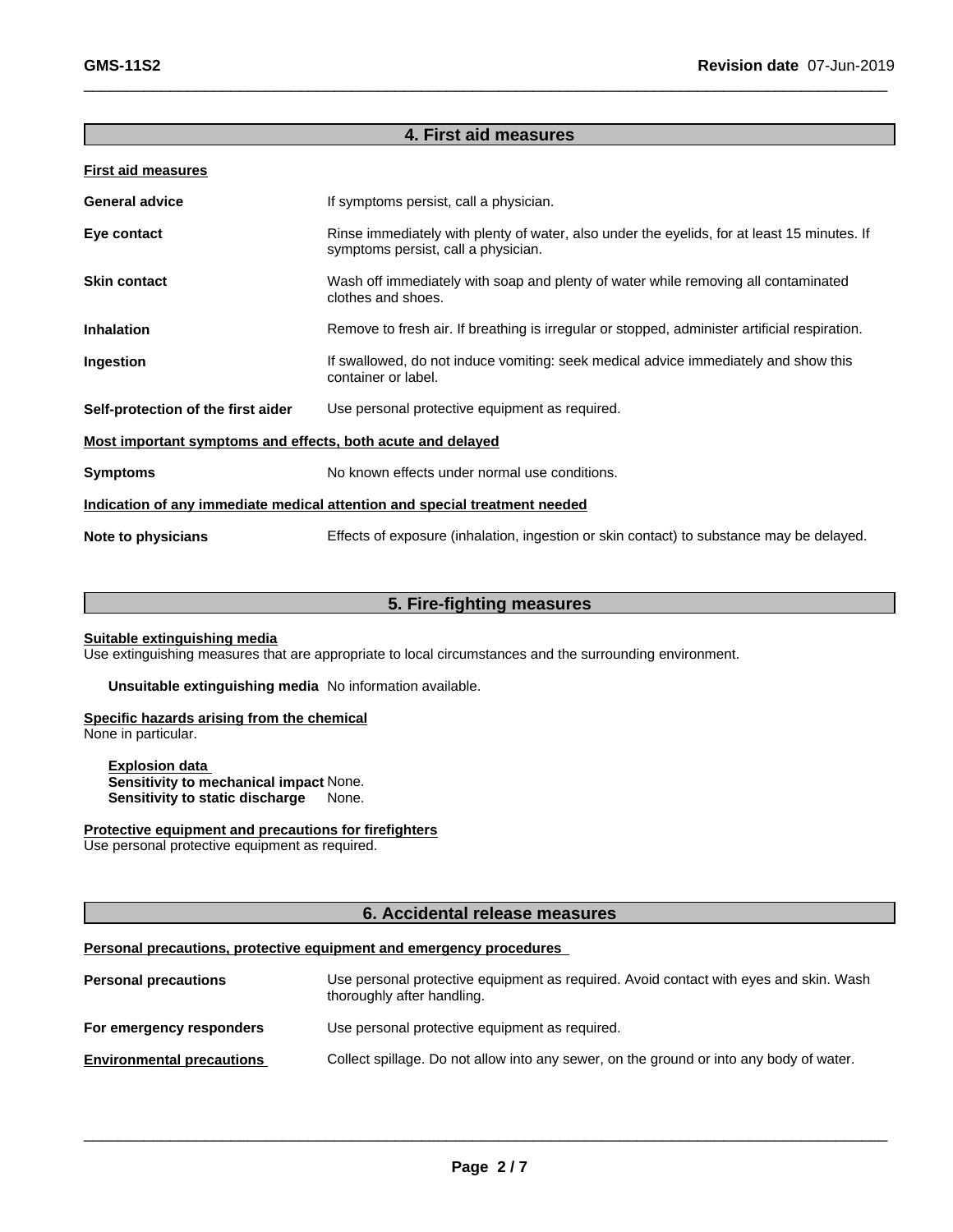## 4. First aid measures

**First aid measures**

**General advice** If symptoms persist, call a physician.

**Eye contact** Rinse immediately with plenty of water, also under the eyelids, for at least 15 minutes. If symptoms persist, call a physician.

**Skin contact** Wash off immediately with soap and plenty of water while removing all contaminated clothes and shoes.

**Inhalation** Remove to fresh air. If breathing is irregular or stopped, administer artificial respiration.

**Ingestion** If swallowed, do not induce vomiting: seek medical advice immediately and show this container or label.

**Self-protection of the first aider** Use personal protective equipment as required.

**Most important symptoms and effects, both acute and delayed**

**Symptoms** No known effects under normal use conditions.

**Indication of any immediate medical attention and special treatment needed**

**Note to physicians** Effects of exposure (inhalation, ingestion or skin contact) to substance may be delayed.

## 5. Fire-fighting measures

**Suitable extinguishing media**
Use extinguishing measures that are appropriate to local circumstances and the surrounding environment.

**Unsuitable extinguishing media** No information available.

**Specific hazards arising from the chemical**
None in particular.

**Explosion data**
**Sensitivity to mechanical impact** None.
**Sensitivity to static discharge** None.

**Protective equipment and precautions for firefighters**
Use personal protective equipment as required.

## 6. Accidental release measures

**Personal precautions, protective equipment and emergency procedures**

**Personal precautions** Use personal protective equipment as required. Avoid contact with eyes and skin. Wash thoroughly after handling.

**For emergency responders** Use personal protective equipment as required.

**Environmental precautions** Collect spillage. Do not allow into any sewer, on the ground or into any body of water.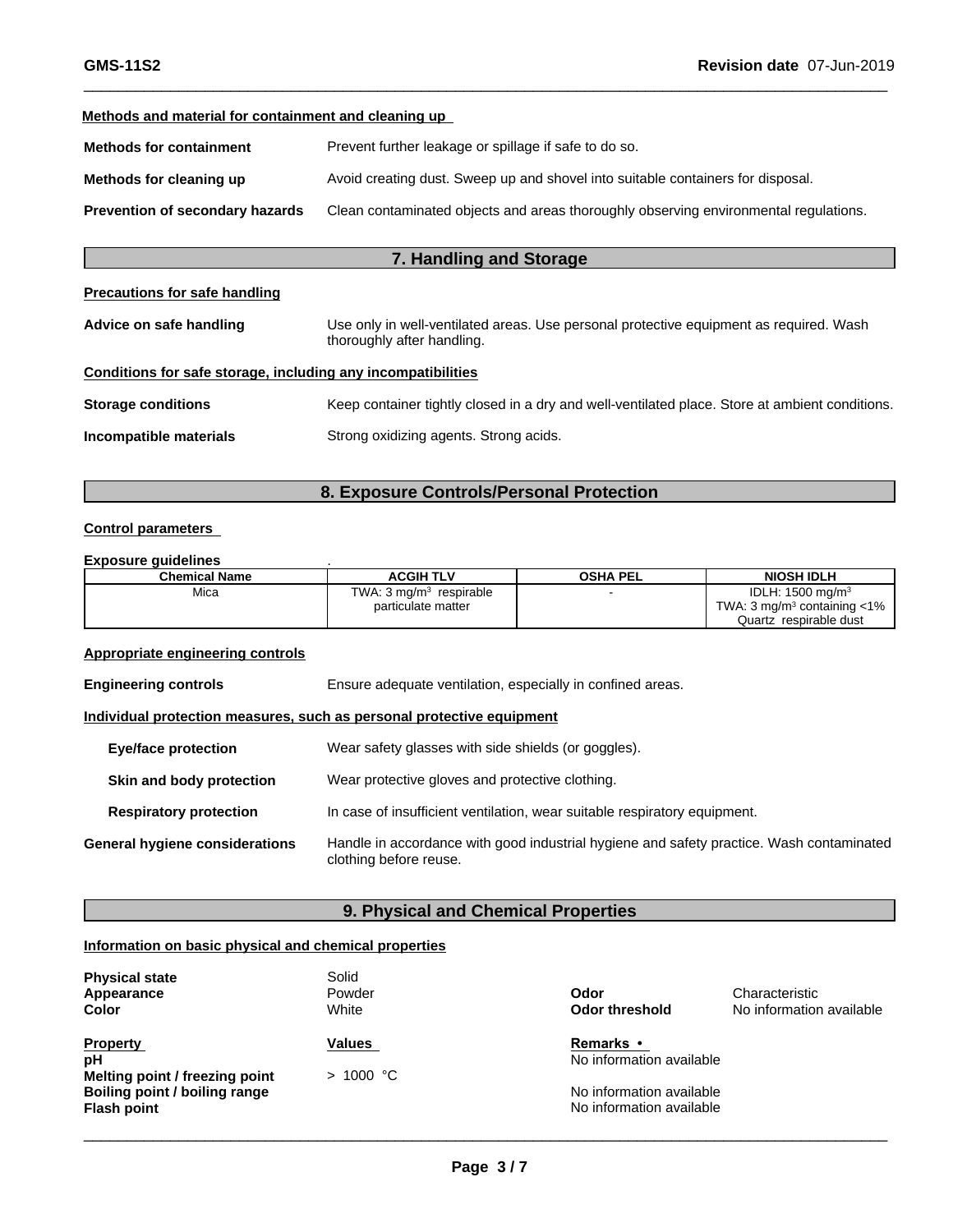**Methods and material for containment and cleaning up**

| | |
|---|---|
| **Methods for containment** | Prevent further leakage or spillage if safe to do so. |
| **Methods for cleaning up** | Avoid creating dust. Sweep up and shovel into suitable containers for disposal. |
| **Prevention of secondary hazards** | Clean contaminated objects and areas thoroughly observing environmental regulations. |

## 7. Handling and Storage

**Precautions for safe handling**

| | |
|---|---|
| **Advice on safe handling** | Use only in well-ventilated areas. Use personal protective equipment as required. Wash thoroughly after handling. |

**Conditions for safe storage, including any incompatibilities**

| | |
|---|---|
| **Storage conditions** | Keep container tightly closed in a dry and well-ventilated place. Store at ambient conditions. |
| **Incompatible materials** | Strong oxidizing agents. Strong acids. |

## 8. Exposure Controls/Personal Protection

**Control parameters**

**Exposure guidelines** .

| Chemical Name | ACGIH TLV | OSHA PEL | NIOSH IDLH |
|---|---|---|---|
| Mica | TWA: 3 mg/m$^3$ respirable particulate matter | - | IDLH: 1500 mg/m$^3$<br>TWA: 3 mg/m$^3$ containing <1% Quartz respirable dust |

**Appropriate engineering controls**

| | |
|---|---|
| **Engineering controls** | Ensure adequate ventilation, especially in confined areas. |

**Individual protection measures, such as personal protective equipment**

| | |
|---|---|
| **Eye/face protection** | Wear safety glasses with side shields (or goggles). |
| **Skin and body protection** | Wear protective gloves and protective clothing. |
| **Respiratory protection** | In case of insufficient ventilation, wear suitable respiratory equipment. |
| **General hygiene considerations** | Handle in accordance with good industrial hygiene and safety practice. Wash contaminated clothing before reuse. |

## 9. Physical and Chemical Properties

**Information on basic physical and chemical properties**

| | | | |
|---|---|---|---|
| **Physical state** | Solid | | |
| **Appearance** | Powder | **Odor** | Characteristic |
| **Color** | White | **Odor threshold** | No information available |

| **Property** | **Values** | **Remarks •** |
|---|---|---|
| **pH** | | No information available |
| **Melting point / freezing point** | > 1000 °C | |
| **Boiling point / boiling range** | | No information available |
| **Flash point** | | No information available |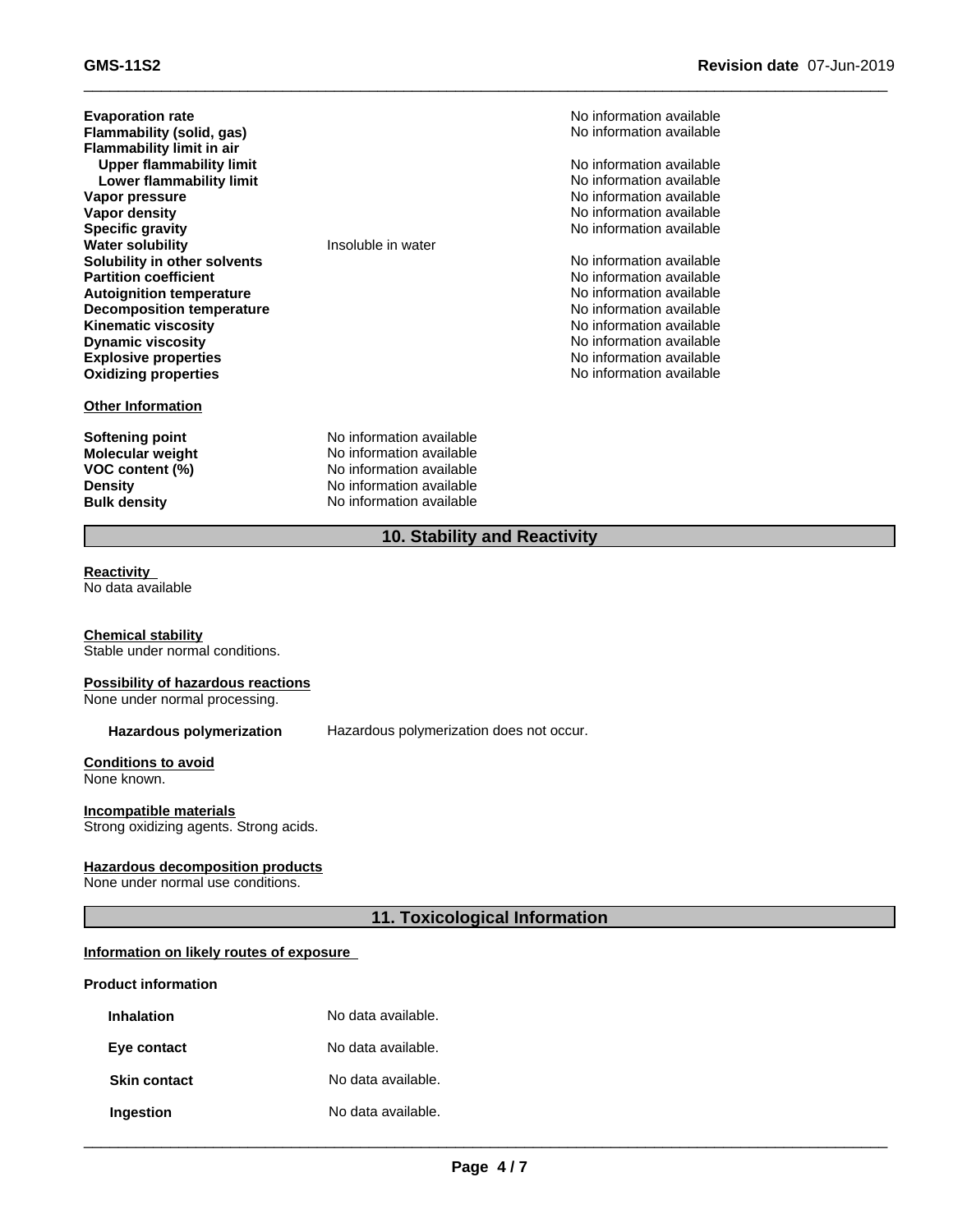| | | |
|---|---|---|
| **Evaporation rate** | | No information available |
| **Flammability (solid, gas)** | | No information available |
| **Flammability limit in air** | | |
| **Upper flammability limit** | | No information available |
| **Lower flammability limit** | | No information available |
| **Vapor pressure** | | No information available |
| **Vapor density** | | No information available |
| **Specific gravity** | | No information available |
| **Water solubility** | Insoluble in water | |
| **Solubility in other solvents** | | No information available |
| **Partition coefficient** | | No information available |
| **Autoignition temperature** | | No information available |
| **Decomposition temperature** | | No information available |
| **Kinematic viscosity** | | No information available |
| **Dynamic viscosity** | | No information available |
| **Explosive properties** | | No information available |
| **Oxidizing properties** | | No information available |

**Other Information**

| | |
|---|---|
| **Softening point** | No information available |
| **Molecular weight** | No information available |
| **VOC content (%)** | No information available |
| **Density** | No information available |
| **Bulk density** | No information available |

## 10. Stability and Reactivity

**Reactivity**
No data available

**Chemical stability**
Stable under normal conditions.

**Possibility of hazardous reactions**
None under normal processing.

**Hazardous polymerization** Hazardous polymerization does not occur.

**Conditions to avoid**
None known.

**Incompatible materials**
Strong oxidizing agents. Strong acids.

**Hazardous decomposition products**
None under normal use conditions.

## 11. Toxicological Information

**Information on likely routes of exposure**

**Product information**

| | |
|---|---|
| **Inhalation** | No data available. |
| **Eye contact** | No data available. |
| **Skin contact** | No data available. |
| **Ingestion** | No data available. |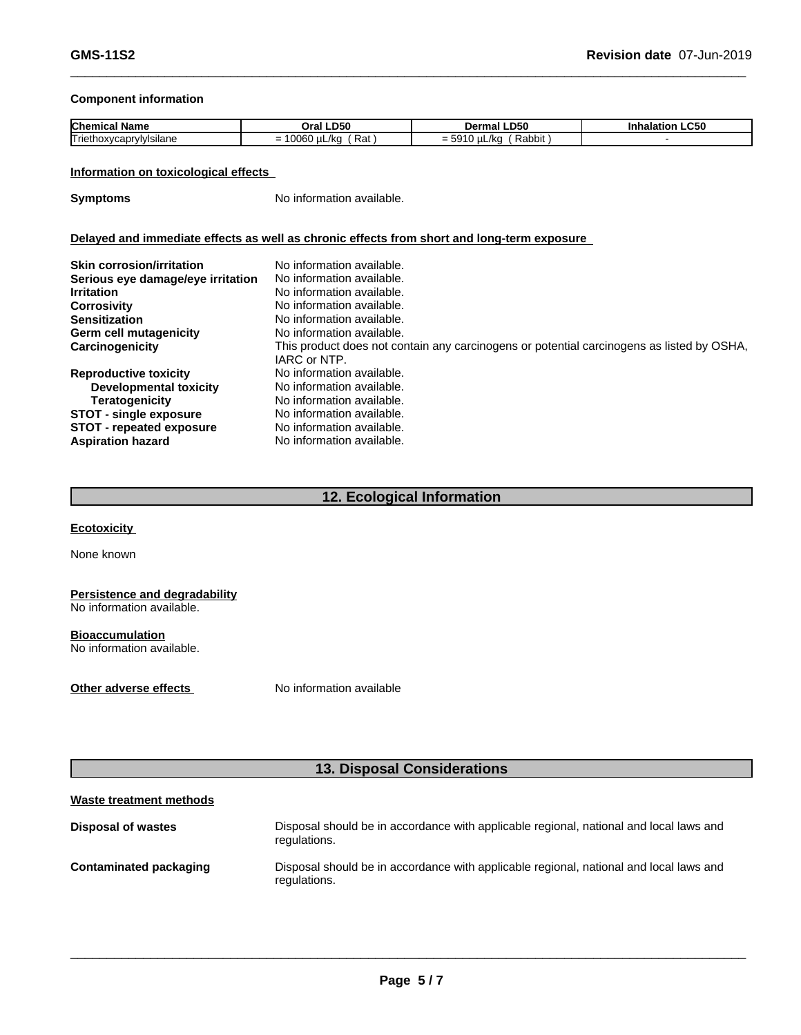**Component information**

| Chemical Name | Oral LD50 | Dermal LD50 | Inhalation LC50 |
| --- | --- | --- | --- |
| Triethoxycaprylylsilane | = 10060 µL/kg ( Rat ) | = 5910 µL/kg ( Rabbit ) | - |

**Information on toxicological effects**

**Symptoms** No information available.

**Delayed and immediate effects as well as chronic effects from short and long-term exposure**

**Skin corrosion/irritation** No information available.
**Serious eye damage/eye irritation** No information available.
**Irritation** No information available.
**Corrosivity** No information available.
**Sensitization** No information available.
**Germ cell mutagenicity** No information available.
**Carcinogenicity** This product does not contain any carcinogens or potential carcinogens as listed by OSHA, IARC or NTP.
**Reproductive toxicity** No information available.
**Developmental toxicity** No information available.
**Teratogenicity** No information available.
**STOT - single exposure** No information available.
**STOT - repeated exposure** No information available.
**Aspiration hazard** No information available.

## 12. Ecological Information

**Ecotoxicity**

None known

**Persistence and degradability**
No information available.

**Bioaccumulation**
No information available.

**Other adverse effects** No information available

## 13. Disposal Considerations

**Waste treatment methods**

**Disposal of wastes** Disposal should be in accordance with applicable regional, national and local laws and regulations.

**Contaminated packaging** Disposal should be in accordance with applicable regional, national and local laws and regulations.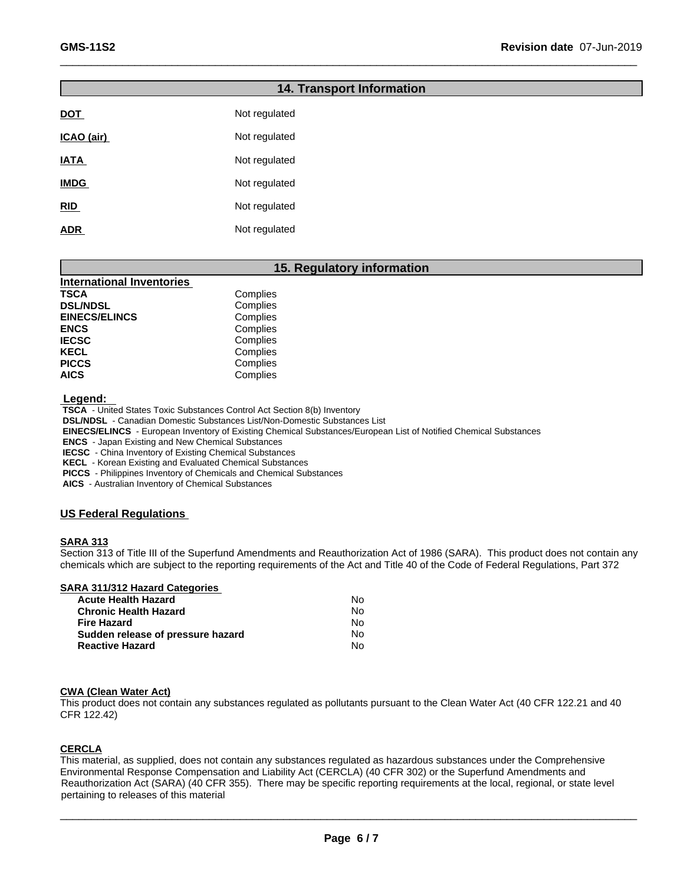## 14. Transport Information

| | |
|---|---|
| **DOT** | Not regulated |
| **ICAO (air)** | Not regulated |
| **IATA** | Not regulated |
| **IMDG** | Not regulated |
| **RID** | Not regulated |
| **ADR** | Not regulated |

## 15. Regulatory information

**International Inventories**

| | |
|---|---|
| **TSCA** | Complies |
| **DSL/NDSL** | Complies |
| **EINECS/ELINCS** | Complies |
| **ENCS** | Complies |
| **IECSC** | Complies |
| **KECL** | Complies |
| **PICCS** | Complies |
| **AICS** | Complies |

**Legend:**

**TSCA** - United States Toxic Substances Control Act Section 8(b) Inventory
**DSL/NDSL** - Canadian Domestic Substances List/Non-Domestic Substances List
**EINECS/ELINCS** - European Inventory of Existing Chemical Substances/European List of Notified Chemical Substances
**ENCS** - Japan Existing and New Chemical Substances
**IECSC** - China Inventory of Existing Chemical Substances
**KECL** - Korean Existing and Evaluated Chemical Substances
**PICCS** - Philippines Inventory of Chemicals and Chemical Substances
**AICS** - Australian Inventory of Chemical Substances

### US Federal Regulations

**SARA 313**

Section 313 of Title III of the Superfund Amendments and Reauthorization Act of 1986 (SARA). This product does not contain any chemicals which are subject to the reporting requirements of the Act and Title 40 of the Code of Federal Regulations, Part 372

**SARA 311/312 Hazard Categories**

| | |
|---|---|
| **Acute Health Hazard** | No |
| **Chronic Health Hazard** | No |
| **Fire Hazard** | No |
| **Sudden release of pressure hazard** | No |
| **Reactive Hazard** | No |

**CWA (Clean Water Act)**

This product does not contain any substances regulated as pollutants pursuant to the Clean Water Act (40 CFR 122.21 and 40 CFR 122.42)

**CERCLA**

This material, as supplied, does not contain any substances regulated as hazardous substances under the Comprehensive Environmental Response Compensation and Liability Act (CERCLA) (40 CFR 302) or the Superfund Amendments and Reauthorization Act (SARA) (40 CFR 355). There may be specific reporting requirements at the local, regional, or state level pertaining to releases of this material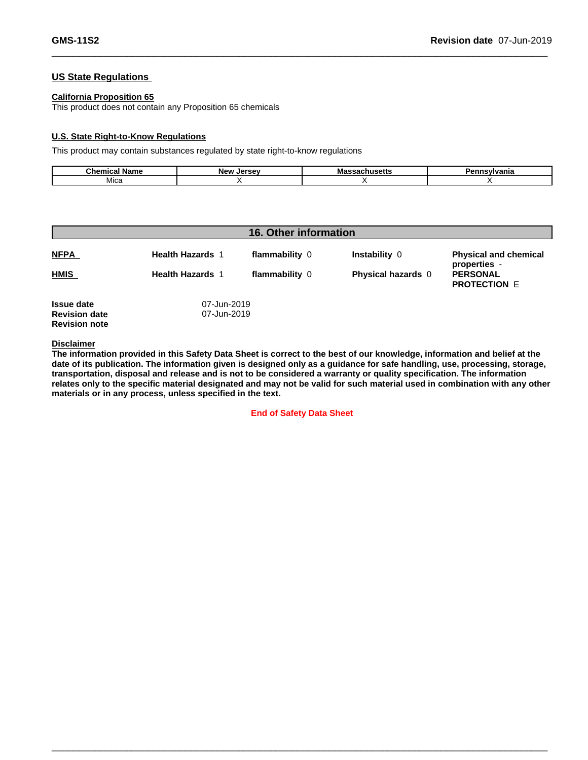## US State Regulations

### California Proposition 65

This product does not contain any Proposition 65 chemicals

### U.S. State Right-to-Know Regulations

This product may contain substances regulated by state right-to-know regulations

| Chemical Name | New Jersey | Massachusetts | Pennsylvania |
|---|---|---|---|
| Mica | X | X | X |

## 16. Other information

| | | | | |
|---|---|---|---|---|
| **NFPA** | **Health Hazards** 1 | **flammability** 0 | **Instability** 0 | **Physical and chemical properties** - |
| **HMIS** | **Health Hazards** 1 | **flammability** 0 | **Physical hazards** 0 | **PERSONAL PROTECTION** E |

**Issue date** 07-Jun-2019
**Revision date** 07-Jun-2019
**Revision note**

### Disclaimer

**The information provided in this Safety Data Sheet is correct to the best of our knowledge, information and belief at the date of its publication. The information given is designed only as a guidance for safe handling, use, processing, storage, transportation, disposal and release and is not to be considered a warranty or quality specification. The information relates only to the specific material designated and may not be valid for such material used in combination with any other materials or in any process, unless specified in the text.**

**End of Safety Data Sheet**